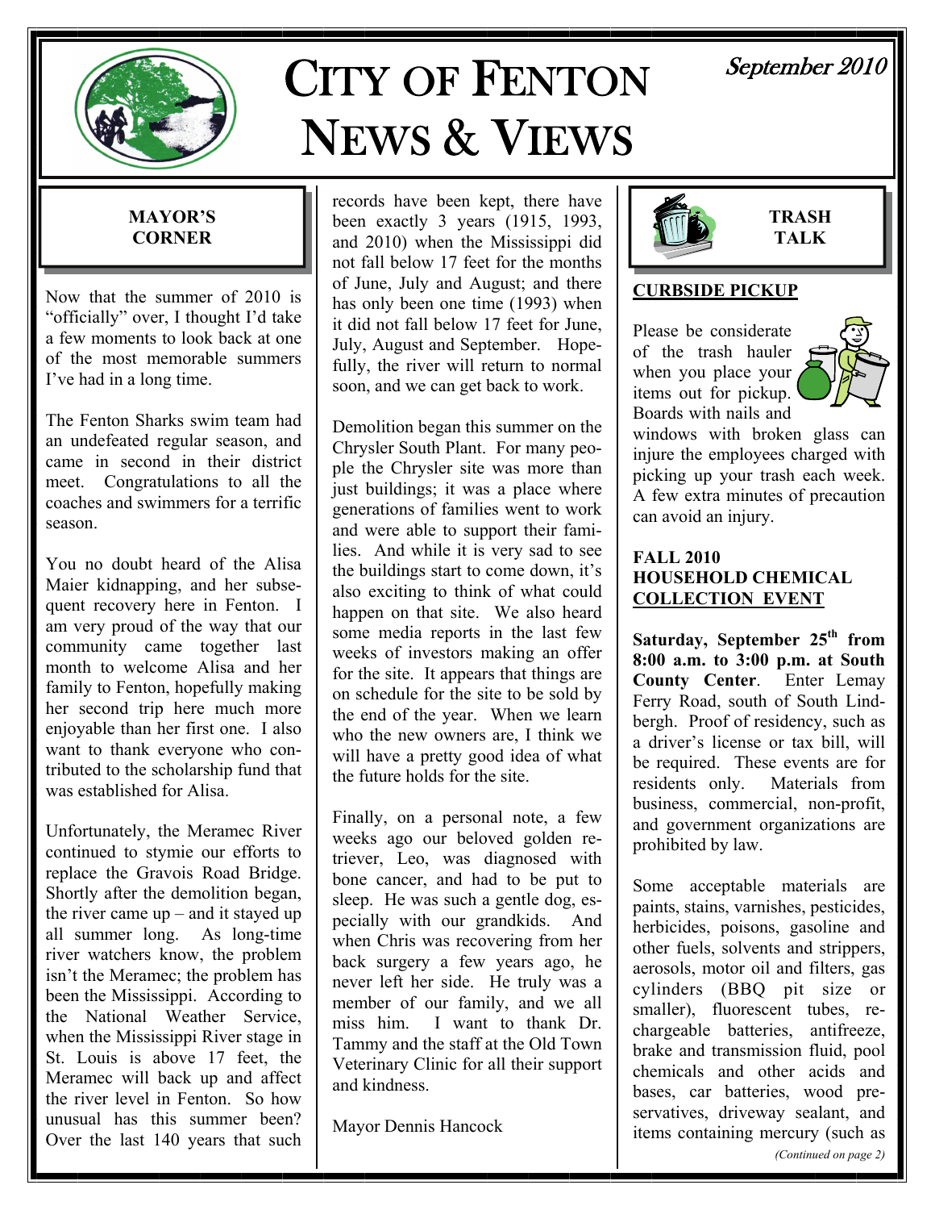# City of Fenton News & Views

September 2010

## MAYOR'S CORNER

Now that the summer of 2010 is "officially" over, I thought I'd take a few moments to look back at one of the most memorable summers I've had in a long time.

The Fenton Sharks swim team had an undefeated regular season, and came in second in their district meet. Congratulations to all the coaches and swimmers for a terrific season.

You no doubt heard of the Alisa Maier kidnapping, and her subsequent recovery here in Fenton. I am very proud of the way that our community came together last month to welcome Alisa and her family to Fenton, hopefully making her second trip here much more enjoyable than her first one. I also want to thank everyone who contributed to the scholarship fund that was established for Alisa.

Unfortunately, the Meramec River continued to stymie our efforts to replace the Gravois Road Bridge. Shortly after the demolition began, the river came up – and it stayed up all summer long. As long-time river watchers know, the problem isn't the Meramec; the problem has been the Mississippi. According to the National Weather Service, when the Mississippi River stage in St. Louis is above 17 feet, the Meramec will back up and affect the river level in Fenton. So how unusual has this summer been? Over the last 140 years that such records have been kept, there have been exactly 3 years (1915, 1993, and 2010) when the Mississippi did not fall below 17 feet for the months of June, July and August; and there has only been one time (1993) when it did not fall below 17 feet for June, July, August and September. Hopefully, the river will return to normal soon, and we can get back to work.

Demolition began this summer on the Chrysler South Plant. For many people the Chrysler site was more than just buildings; it was a place where generations of families went to work and were able to support their families. And while it is very sad to see the buildings start to come down, it's also exciting to think of what could happen on that site. We also heard some media reports in the last few weeks of investors making an offer for the site. It appears that things are on schedule for the site to be sold by the end of the year. When we learn who the new owners are, I think we will have a pretty good idea of what the future holds for the site.

Finally, on a personal note, a few weeks ago our beloved golden retriever, Leo, was diagnosed with bone cancer, and had to be put to sleep. He was such a gentle dog, especially with our grandkids. And when Chris was recovering from her back surgery a few years ago, he never left her side. He truly was a member of our family, and we all miss him. I want to thank Dr. Tammy and the staff at the Old Town Veterinary Clinic for all their support and kindness.

Mayor Dennis Hancock

## TRASH TALK

### CURBSIDE PICKUP

Please be considerate of the trash hauler when you place your items out for pickup. Boards with nails and windows with broken glass can injure the employees charged with picking up your trash each week. A few extra minutes of precaution can avoid an injury.

### FALL 2010 HOUSEHOLD CHEMICAL COLLECTION EVENT

**Saturday, September 25th from 8:00 a.m. to 3:00 p.m. at South County Center**. Enter Lemay Ferry Road, south of South Lindbergh. Proof of residency, such as a driver's license or tax bill, will be required. These events are for residents only. Materials from business, commercial, non-profit, and government organizations are prohibited by law.

Some acceptable materials are paints, stains, varnishes, pesticides, herbicides, poisons, gasoline and other fuels, solvents and strippers, aerosols, motor oil and filters, gas cylinders (BBQ pit size or smaller), fluorescent tubes, rechargeable batteries, antifreeze, brake and transmission fluid, pool chemicals and other acids and bases, car batteries, wood preservatives, driveway sealant, and items containing mercury (such as

*(Continued on page 2)*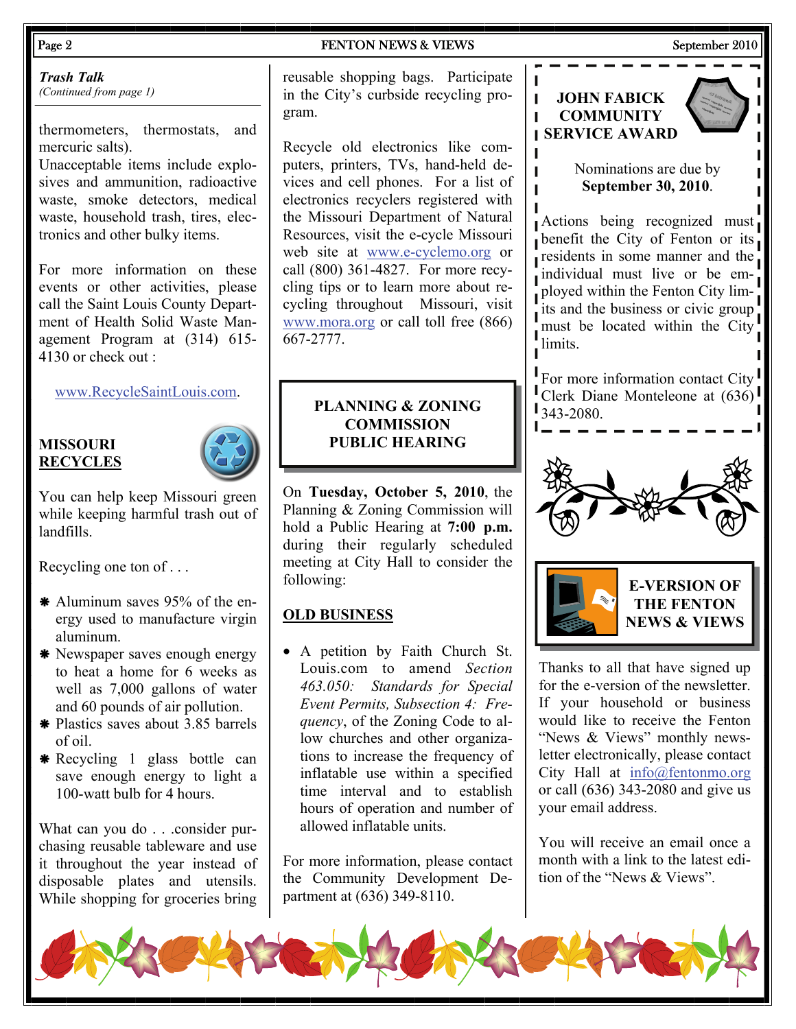### *Trash Talk*

*(Continued from page 1)*

thermometers, thermostats, and mercuric salts).
Unacceptable items include explosives and ammunition, radioactive waste, smoke detectors, medical waste, household trash, tires, electronics and other bulky items.

For more information on these events or other activities, please call the Saint Louis County Department of Health Solid Waste Management Program at (314) 615-4130 or check out :

www.RecycleSaintLouis.com.

### MISSOURI RECYCLES

You can help keep Missouri green while keeping harmful trash out of landfills.

Recycling one ton of . . .

- Aluminum saves 95% of the energy used to manufacture virgin aluminum.
- Newspaper saves enough energy to heat a home for 6 weeks as well as 7,000 gallons of water and 60 pounds of air pollution.
- Plastics saves about 3.85 barrels of oil.
- Recycling 1 glass bottle can save enough energy to light a 100-watt bulb for 4 hours.

What can you do . . .consider purchasing reusable tableware and use it throughout the year instead of disposable plates and utensils. While shopping for groceries bring reusable shopping bags. Participate in the City's curbside recycling program.

Recycle old electronics like computers, printers, TVs, hand-held devices and cell phones. For a list of electronics recyclers registered with the Missouri Department of Natural Resources, visit the e-cycle Missouri web site at www.e-cyclemo.org or call (800) 361-4827. For more recycling tips or to learn more about recycling throughout Missouri, visit www.mora.org or call toll free (866) 667-2777.

### PLANNING & ZONING COMMISSION PUBLIC HEARING

On **Tuesday, October 5, 2010**, the Planning & Zoning Commission will hold a Public Hearing at **7:00 p.m.** during their regularly scheduled meeting at City Hall to consider the following:

**OLD BUSINESS**

- A petition by Faith Church St. Louis.com to amend *Section 463.050: Standards for Special Event Permits, Subsection 4: Frequency*, of the Zoning Code to allow churches and other organizations to increase the frequency of inflatable use within a specified time interval and to establish hours of operation and number of allowed inflatable units.

For more information, please contact the Community Development Department at (636) 349-8110.

### JOHN FABICK COMMUNITY SERVICE AWARD

Nominations are due by **September 30, 2010**.

Actions being recognized must benefit the City of Fenton or its residents in some manner and the individual must live or be employed within the Fenton City limits and the business or civic group must be located within the City limits.

For more information contact City Clerk Diane Monteleone at (636) 343-2080.

### E-VERSION OF THE FENTON NEWS & VIEWS

Thanks to all that have signed up for the e-version of the newsletter. If your household or business would like to receive the Fenton "News & Views" monthly newsletter electronically, please contact City Hall at info@fentonmo.org or call (636) 343-2080 and give us your email address.

You will receive an email once a month with a link to the latest edition of the "News & Views".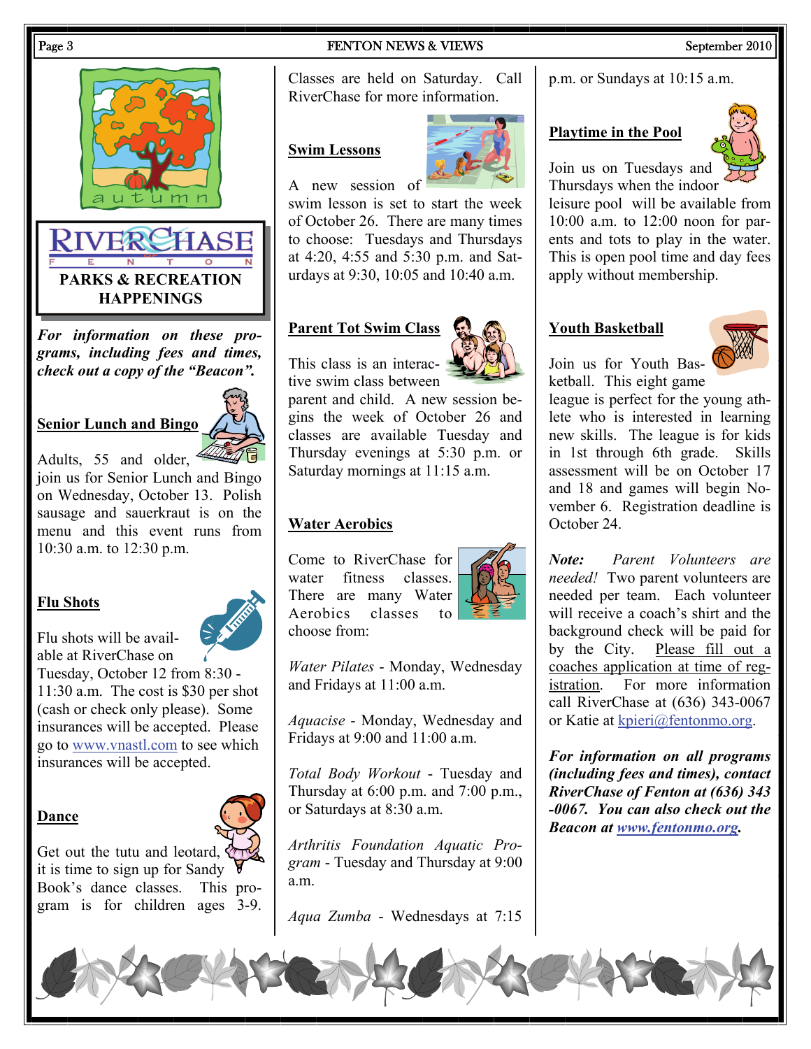autumn

RIVERCHASE OF FENTON

**PARKS & RECREATION HAPPENINGS**

***For information on these programs, including fees and times, check out a copy of the "Beacon".***

## Senior Lunch and Bingo

Adults, 55 and older, join us for Senior Lunch and Bingo on Wednesday, October 13. Polish sausage and sauerkraut is on the menu and this event runs from 10:30 a.m. to 12:30 p.m.

## Flu Shots

Flu shots will be available at RiverChase on Tuesday, October 12 from 8:30 - 11:30 a.m. The cost is $30 per shot (cash or check only please). Some insurances will be accepted. Please go to www.vnastl.com to see which insurances will be accepted.

## Dance

Get out the tutu and leotard, it is time to sign up for Sandy Book's dance classes. This program is for children ages 3-9. Classes are held on Saturday. Call RiverChase for more information.

## Swim Lessons

A new session of swim lesson is set to start the week of October 26. There are many times to choose: Tuesdays and Thursdays at 4:20, 4:55 and 5:30 p.m. and Saturdays at 9:30, 10:05 and 10:40 a.m.

## Parent Tot Swim Class

This class is an interactive swim class between parent and child. A new session begins the week of October 26 and classes are available Tuesday and Thursday evenings at 5:30 p.m. or Saturday mornings at 11:15 a.m.

## Water Aerobics

Come to RiverChase for water fitness classes. There are many Water Aerobics classes to choose from:

*Water Pilates* - Monday, Wednesday and Fridays at 11:00 a.m.

*Aquacise* - Monday, Wednesday and Fridays at 9:00 and 11:00 a.m.

*Total Body Workout* - Tuesday and Thursday at 6:00 p.m. and 7:00 p.m., or Saturdays at 8:30 a.m.

*Arthritis Foundation Aquatic Program* - Tuesday and Thursday at 9:00 a.m.

*Aqua Zumba* - Wednesdays at 7:15 p.m. or Sundays at 10:15 a.m.

## Playtime in the Pool

Join us on Tuesdays and Thursdays when the indoor leisure pool will be available from 10:00 a.m. to 12:00 noon for parents and tots to play in the water. This is open pool time and day fees apply without membership.

## Youth Basketball

Join us for Youth Basketball. This eight game league is perfect for the young athlete who is interested in learning new skills. The league is for kids in 1st through 6th grade. Skills assessment will be on October 17 and 18 and games will begin November 6. Registration deadline is October 24.

***Note:*** *Parent Volunteers are needed!* Two parent volunteers are needed per team. Each volunteer will receive a coach's shirt and the background check will be paid for by the City. Please fill out a coaches application at time of registration. For more information call RiverChase at (636) 343-0067 or Katie at kpieri@fentonmo.org.

***For information on all programs (including fees and times), contact RiverChase of Fenton at (636) 343-0067. You can also check out the Beacon at www.fentonmo.org.***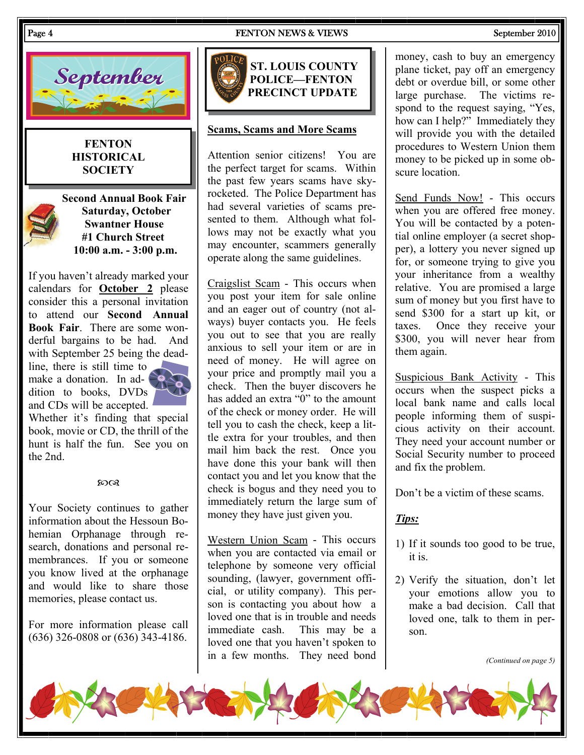## September

### FENTON HISTORICAL SOCIETY

**Second Annual Book Fair**
**Saturday, October**
**Swantner House**
**#1 Church Street**
**10:00 a.m. - 3:00 p.m.**

If you haven't already marked your calendars for **October 2** please consider this a personal invitation to attend our **Second Annual Book Fair**. There are some wonderful bargains to be had. And with September 25 being the deadline, there is still time to make a donation. In addition to books, DVDs and CDs will be accepted. Whether it's finding that special book, movie or CD, the thrill of the hunt is half the fun. See you on the 2nd.

ꕥ

Your Society continues to gather information about the Hessoun Bohemian Orphanage through research, donations and personal remembrances. If you or someone you know lived at the orphanage and would like to share those memories, please contact us.

For more information please call (636) 326-0808 or (636) 343-4186.

### ST. LOUIS COUNTY POLICE—FENTON PRECINCT UPDATE

**Scams, Scams and More Scams**

Attention senior citizens! You are the perfect target for scams. Within the past few years scams have skyrocketed. The Police Department has had several varieties of scams presented to them. Although what follows may not be exactly what you may encounter, scammers generally operate along the same guidelines.

Craigslist Scam - This occurs when you post your item for sale online and an eager out of country (not always) buyer contacts you. He feels you out to see that you are really anxious to sell your item or are in need of money. He will agree on your price and promptly mail you a check. Then the buyer discovers he has added an extra "0" to the amount of the check or money order. He will tell you to cash the check, keep a little extra for your troubles, and then mail him back the rest. Once you have done this your bank will then contact you and let you know that the check is bogus and they need you to immediately return the large sum of money they have just given you.

Western Union Scam - This occurs when you are contacted via email or telephone by someone very official sounding, (lawyer, government official, or utility company). This person is contacting you about how a loved one that is in trouble and needs immediate cash. This may be a loved one that you haven't spoken to in a few months. They need bond money, cash to buy an emergency plane ticket, pay off an emergency debt or overdue bill, or some other large purchase. The victims respond to the request saying, "Yes, how can I help?" Immediately they will provide you with the detailed procedures to Western Union them money to be picked up in some obscure location.

Send Funds Now! - This occurs when you are offered free money. You will be contacted by a potential online employer (a secret shopper), a lottery you never signed up for, or someone trying to give you your inheritance from a wealthy relative. You are promised a large sum of money but you first have to send $300 for a start up kit, or taxes. Once they receive your $300, you will never hear from them again.

Suspicious Bank Activity - This occurs when the suspect picks a local bank name and calls local people informing them of suspicious activity on their account. They need your account number or Social Security number to proceed and fix the problem.

Don't be a victim of these scams.

***Tips:***

1) If it sounds too good to be true, it is.
2) Verify the situation, don't let your emotions allow you to make a bad decision. Call that loved one, talk to them in person.

*(Continued on page 5)*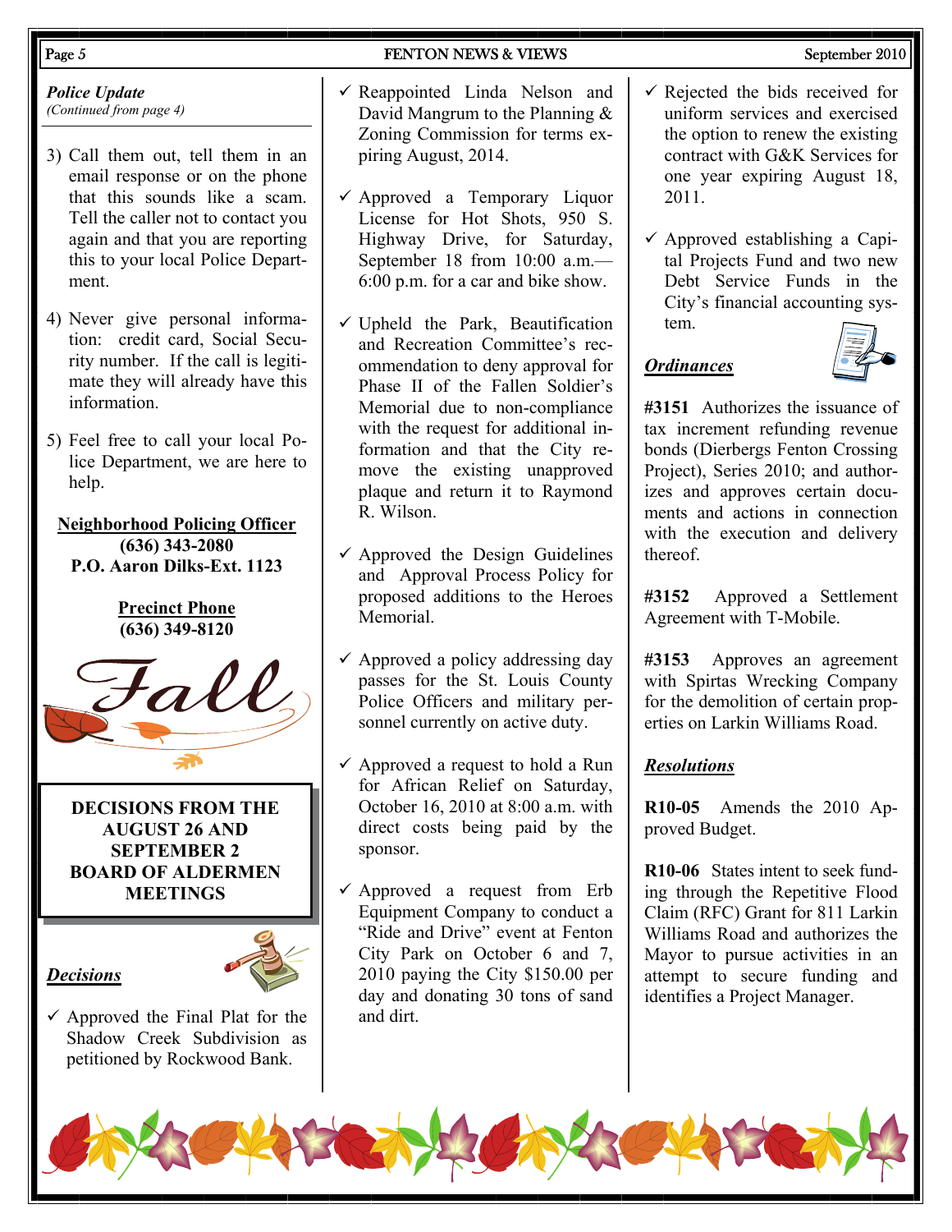### *Police Update*

*(Continued from page 4)*

3) Call them out, tell them in an email response or on the phone that this sounds like a scam. Tell the caller not to contact you again and that you are reporting this to your local Police Department.

4) Never give personal information: credit card, Social Security number. If the call is legitimate they will already have this information.

5) Feel free to call your local Police Department, we are here to help.

**Neighborhood Policing Officer**
**(636) 343-2080**
**P.O. Aaron Dilks-Ext. 1123**

**Precinct Phone**
**(636) 349-8120**

Fall

## DECISIONS FROM THE AUGUST 26 AND SEPTEMBER 2 BOARD OF ALDERMEN MEETINGS

### *Decisions*

- ✓ Approved the Final Plat for the Shadow Creek Subdivision as petitioned by Rockwood Bank.
- ✓ Reappointed Linda Nelson and David Mangrum to the Planning & Zoning Commission for terms expiring August, 2014.
- ✓ Approved a Temporary Liquor License for Hot Shots, 950 S. Highway Drive, for Saturday, September 18 from 10:00 a.m.—6:00 p.m. for a car and bike show.
- ✓ Upheld the Park, Beautification and Recreation Committee's recommendation to deny approval for Phase II of the Fallen Soldier's Memorial due to non-compliance with the request for additional information and that the City remove the existing unapproved plaque and return it to Raymond R. Wilson.
- ✓ Approved the Design Guidelines and Approval Process Policy for proposed additions to the Heroes Memorial.
- ✓ Approved a policy addressing day passes for the St. Louis County Police Officers and military personnel currently on active duty.
- ✓ Approved a request to hold a Run for African Relief on Saturday, October 16, 2010 at 8:00 a.m. with direct costs being paid by the sponsor.
- ✓ Approved a request from Erb Equipment Company to conduct a "Ride and Drive" event at Fenton City Park on October 6 and 7, 2010 paying the City $150.00 per day and donating 30 tons of sand and dirt.
- ✓ Rejected the bids received for uniform services and exercised the option to renew the existing contract with G&K Services for one year expiring August 18, 2011.
- ✓ Approved establishing a Capital Projects Fund and two new Debt Service Funds in the City's financial accounting system.

### *Ordinances*

**#3151** Authorizes the issuance of tax increment refunding revenue bonds (Dierbergs Fenton Crossing Project), Series 2010; and authorizes and approves certain documents and actions in connection with the execution and delivery thereof.

**#3152** Approved a Settlement Agreement with T-Mobile.

**#3153** Approves an agreement with Spirtas Wrecking Company for the demolition of certain properties on Larkin Williams Road.

### *Resolutions*

**R10-05** Amends the 2010 Approved Budget.

**R10-06** States intent to seek funding through the Repetitive Flood Claim (RFC) Grant for 811 Larkin Williams Road and authorizes the Mayor to pursue activities in an attempt to secure funding and identifies a Project Manager.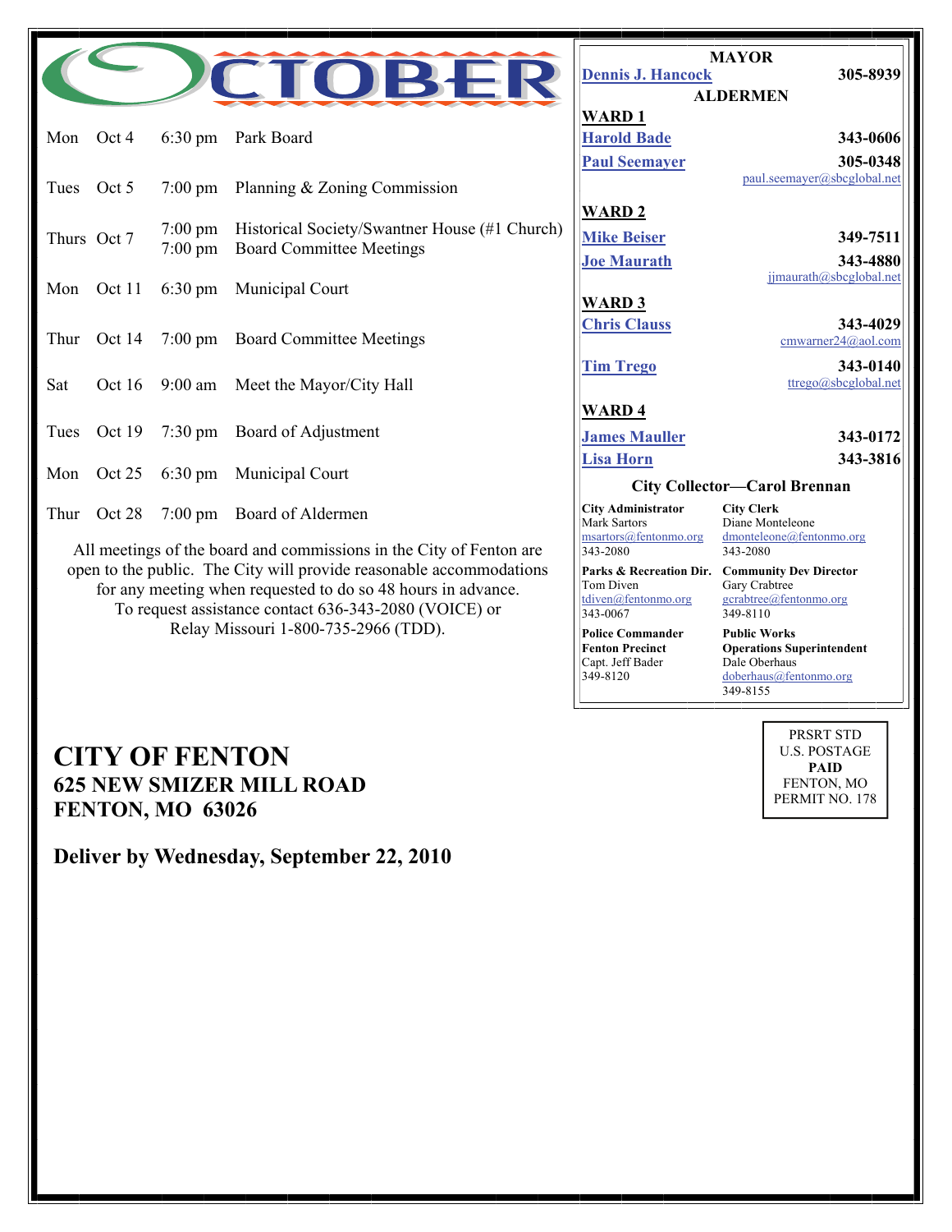# OCTOBER

| | | | |
|---|---|---|---|
| Mon | Oct 4 | 6:30 pm | Park Board |
| Tues | Oct 5 | 7:00 pm | Planning & Zoning Commission |
| Thurs | Oct 7 | 7:00 pm<br>7:00 pm | Historical Society/Swantner House (#1 Church)<br>Board Committee Meetings |
| Mon | Oct 11 | 6:30 pm | Municipal Court |
| Thur | Oct 14 | 7:00 pm | Board Committee Meetings |
| Sat | Oct 16 | 9:00 am | Meet the Mayor/City Hall |
| Tues | Oct 19 | 7:30 pm | Board of Adjustment |
| Mon | Oct 25 | 6:30 pm | Municipal Court |
| Thur | Oct 28 | 7:00 pm | Board of Aldermen |

All meetings of the board and commissions in the City of Fenton are open to the public. The City will provide reasonable accommodations for any meeting when requested to do so 48 hours in advance. To request assistance contact 636-343-2080 (VOICE) or Relay Missouri 1-800-735-2966 (TDD).

**MAYOR**

**Dennis J. Hancock** — **305-8939**

**ALDERMEN**

**WARD 1**

**Harold Bade** — **343-0606**

**Paul Seemayer** — **305-0348**
paul.seemayer@sbcglobal.net

**WARD 2**

**Mike Beiser** — **349-7511**

**Joe Maurath** — **343-4880**
jjmaurath@sbcglobal.net

**WARD 3**

**Chris Clauss** — **343-4029**
cmwarner24@aol.com

**Tim Trego** — **343-0140**
ttrego@sbcglobal.net

**WARD 4**

**James Mauller** — **343-0172**

**Lisa Horn** — **343-3816**

**City Collector—Carol Brennan**

**City Administrator**
Mark Sartors
msartors@fentonmo.org
343-2080

**City Clerk**
Diane Monteleone
dmonteleone@fentonmo.org
343-2080

**Parks & Recreation Dir.**
Tom Diven
tdiven@fentonmo.org
343-0067

**Community Dev Director**
Gary Crabtree
gcrabtree@fentonmo.org
349-8110

**Police Commander**
**Fenton Precinct**
Capt. Jeff Bader
349-8120

**Public Works**
**Operations Superintendent**
Dale Oberhaus
doberhaus@fentonmo.org
349-8155

**CITY OF FENTON**
**625 NEW SMIZER MILL ROAD**
**FENTON, MO 63026**

PRSRT STD
U.S. POSTAGE
**PAID**
FENTON, MO
PERMIT NO. 178

**Deliver by Wednesday, September 22, 2010**